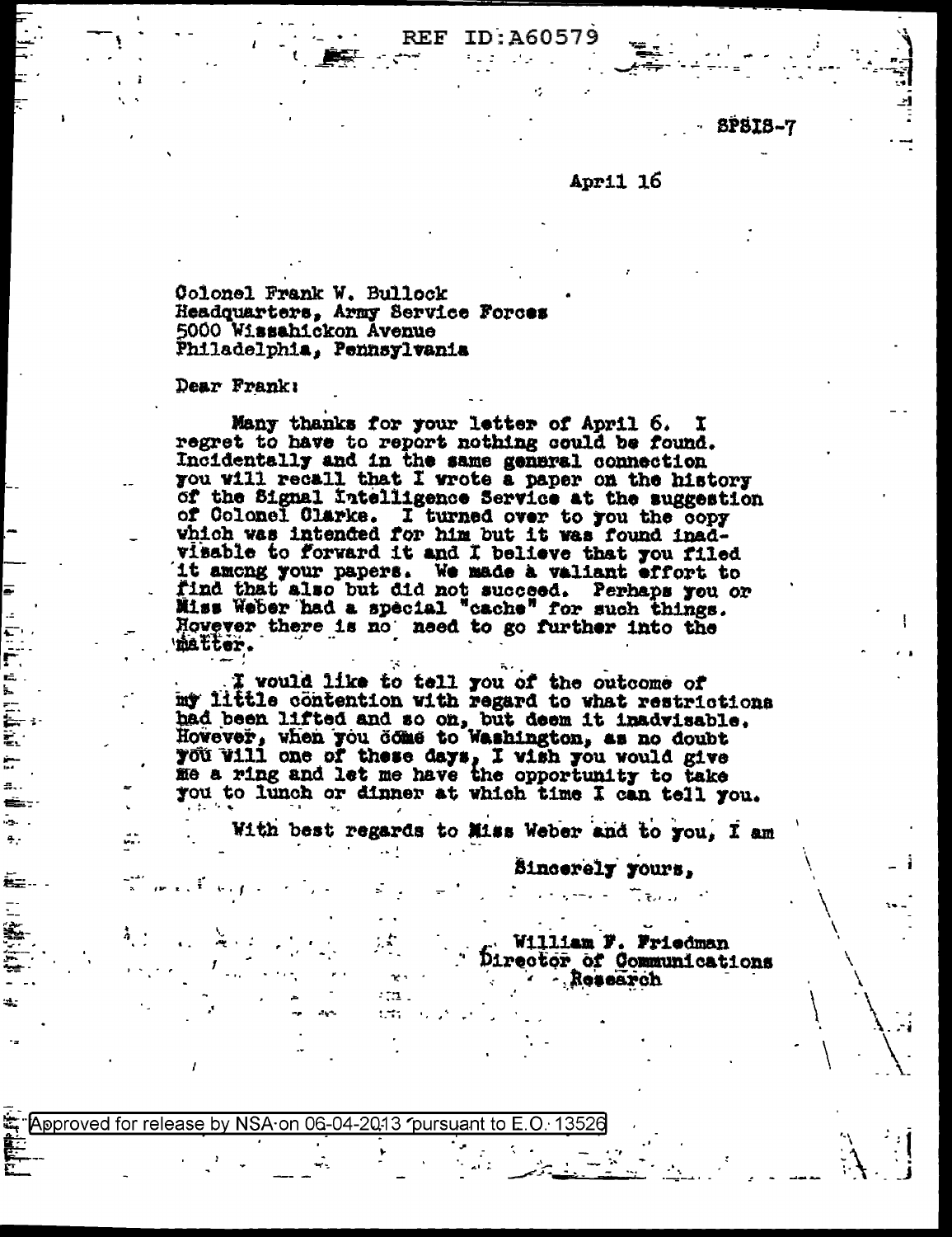REF ID:A60579

SPSIS-7

April 16

Colonel Frank W. Bullock
Headquarters, Army Service Forces
5000 Wissahickon Avenue
Philadelphia, Pennsylvania

Dear Frank:

Many thanks for your letter of April 6. I regret to have to report nothing could be found. Incidentally and in the same general connection you will recall that I wrote a paper on the history of the Signal Intelligence Service at the suggestion of Colonel Clarke. I turned over to you the copy which was intended for him but it was found inadvisable to forward it and I believe that you filed it among your papers. We made a valiant effort to find that also but did not succeed. Perhaps you or Miss Weber had a special "cache" for such things. However there is no need to go further into the matter.

I would like to tell you of the outcome of my little contention with regard to what restrictions had been lifted and so on, but deem it inadvisable. However, when you come to Washington, as no doubt you will one of these days, I wish you would give me a ring and let me have the opportunity to take you to lunch or dinner at which time I can tell you.

With best regards to Miss Weber and to you, I am

Sincerely yours,

William F. Friedman
Director of Communications
Research

Approved for release by NSA on 06-04-2013 pursuant to E.O. 13526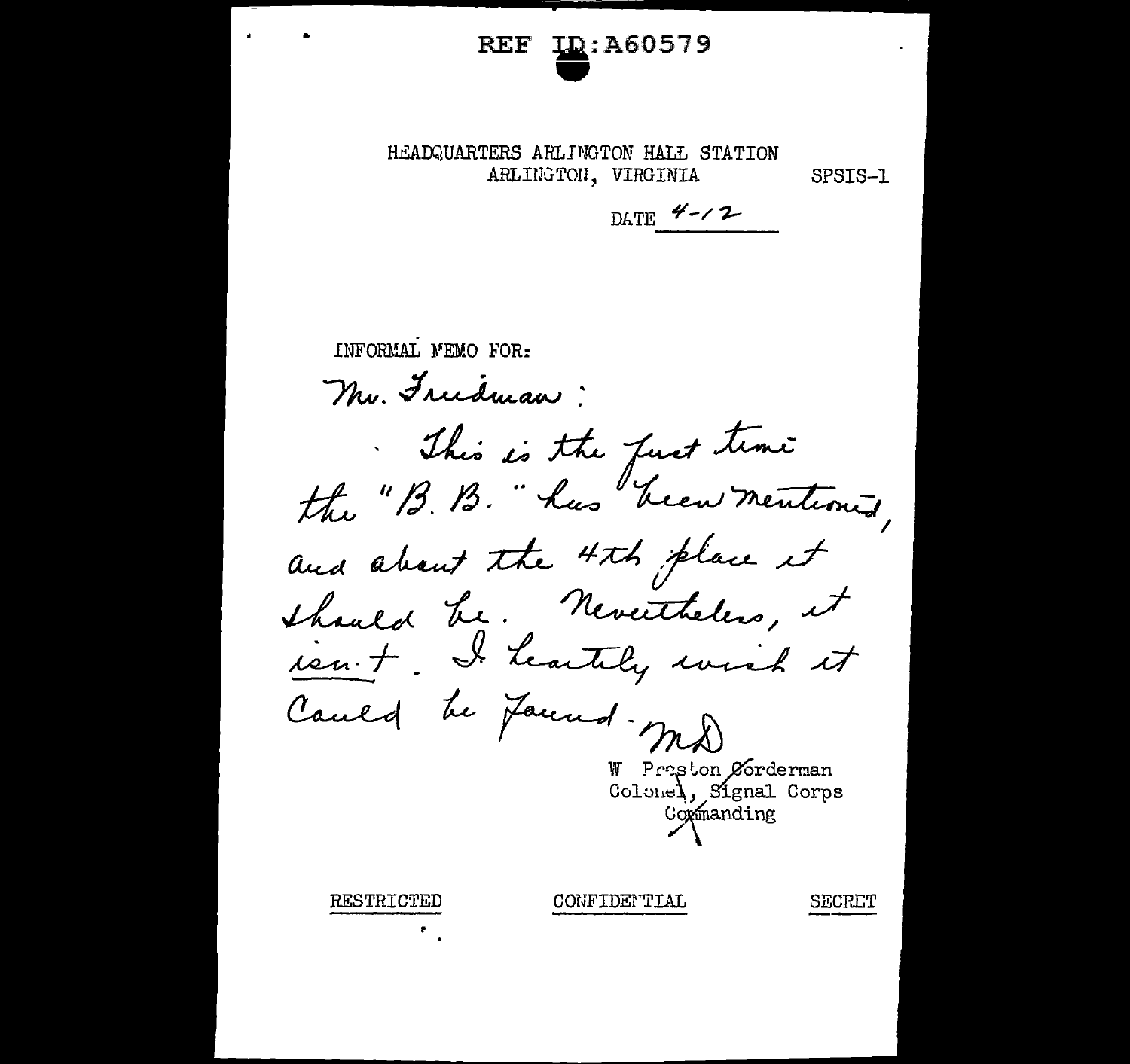REF ID:A60579

HEADQUARTERS ARLINGTON HALL STATION
ARLINGTON, VIRGINIA

SPSIS-1

DATE 4-12

INFORMAL MEMO FOR:

Mr. Friedman:

This is the first time the "B. B." has been mentioned, and about the 4th place it should be. Nevertheless, it isn't. I heartily wish it could be found. — MD

W Preston Corderman
Colonel, Signal Corps
Commanding

RESTRICTED CONFIDENTIAL SECRET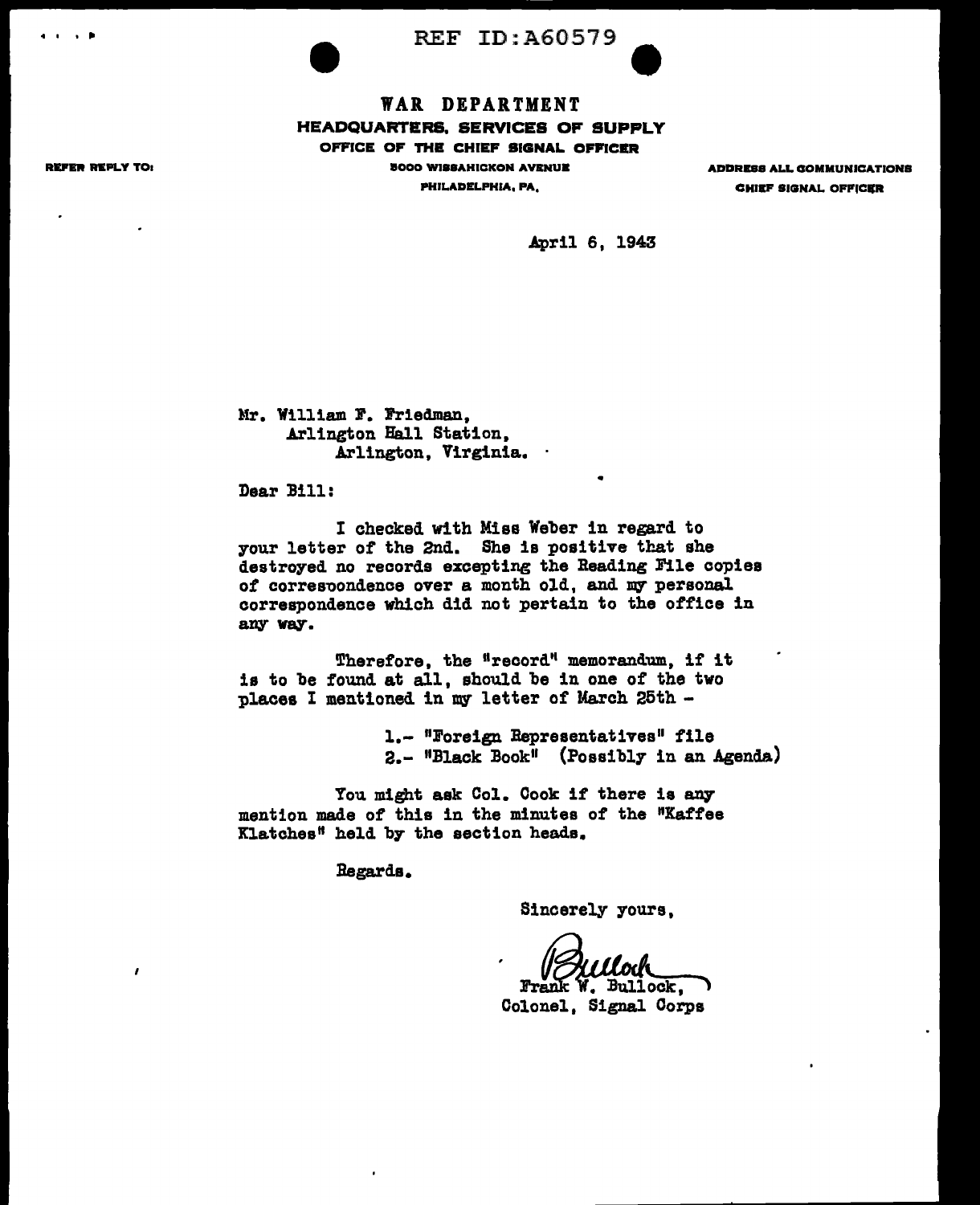REF ID:A60579

**WAR DEPARTMENT**
**HEADQUARTERS, SERVICES OF SUPPLY**
**OFFICE OF THE CHIEF SIGNAL OFFICER**
**5000 WISSAHICKON AVENUE**
**PHILADELPHIA, PA.**

**REFER REPLY TO:**

**ADDRESS ALL COMMUNICATIONS CHIEF SIGNAL OFFICER**

April 6, 1943

Mr. William F. Friedman,
Arlington Hall Station,
Arlington, Virginia.

Dear Bill:

I checked with Miss Weber in regard to your letter of the 2nd. She is positive that she destroyed no records excepting the Reading File copies of corresooondence over a month old, and my personal correspondence which did not pertain to the office in any way.

Therefore, the "record" memorandum, if it is to be found at all, should be in one of the two places I mentioned in my letter of March 25th -

1.- "Foreign Representatives" file
2.- "Black Book" (Possibly in an Agenda)

You might ask Col. Cook if there is any mention made of this in the minutes of the "Kaffee Klatches" held by the section heads.

Regards.

Sincerely yours,

Bullock

Frank W. Bullock,
Colonel, Signal Corps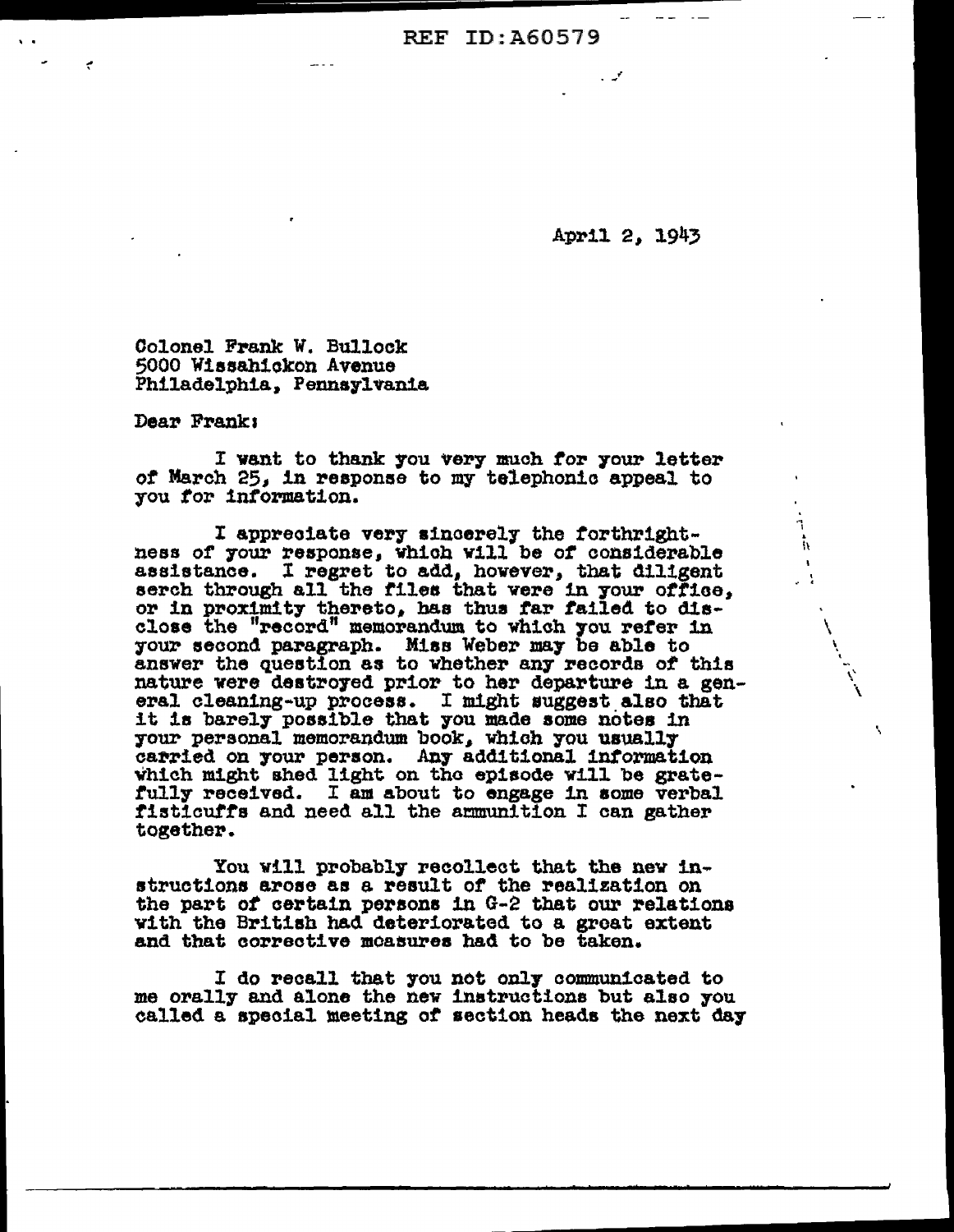REF ID:A60579

April 2, 1943

Colonel Frank W. Bullock
5000 Wissahickon Avenue
Philadelphia, Pennsylvania

Dear Frank:

I want to thank you very much for your letter of March 25, in response to my telephonic appeal to you for information.

I appreciate very sincerely the forthrightness of your response, which will be of considerable assistance. I regret to add, however, that diligent serch through all the files that were in your office, or in proximity thereto, has thus far failed to disclose the "record" memorandum to which you refer in your second paragraph. Miss Weber may be able to answer the question as to whether any records of this nature were destroyed prior to her departure in a general cleaning-up process. I might suggest also that it is barely possible that you made some notes in your personal memorandum book, which you usually carried on your person. Any additional information which might shed light on the episode will be gratefully received. I am about to engage in some verbal fisticuffs and need all the ammunition I can gather together.

You will probably recollect that the new instructions arose as a result of the realization on the part of certain persons in G-2 that our relations with the British had deteriorated to a great extent and that corrective measures had to be taken.

I do recall that you not only communicated to me orally and alone the new instructions but also you called a special meeting of section heads the next day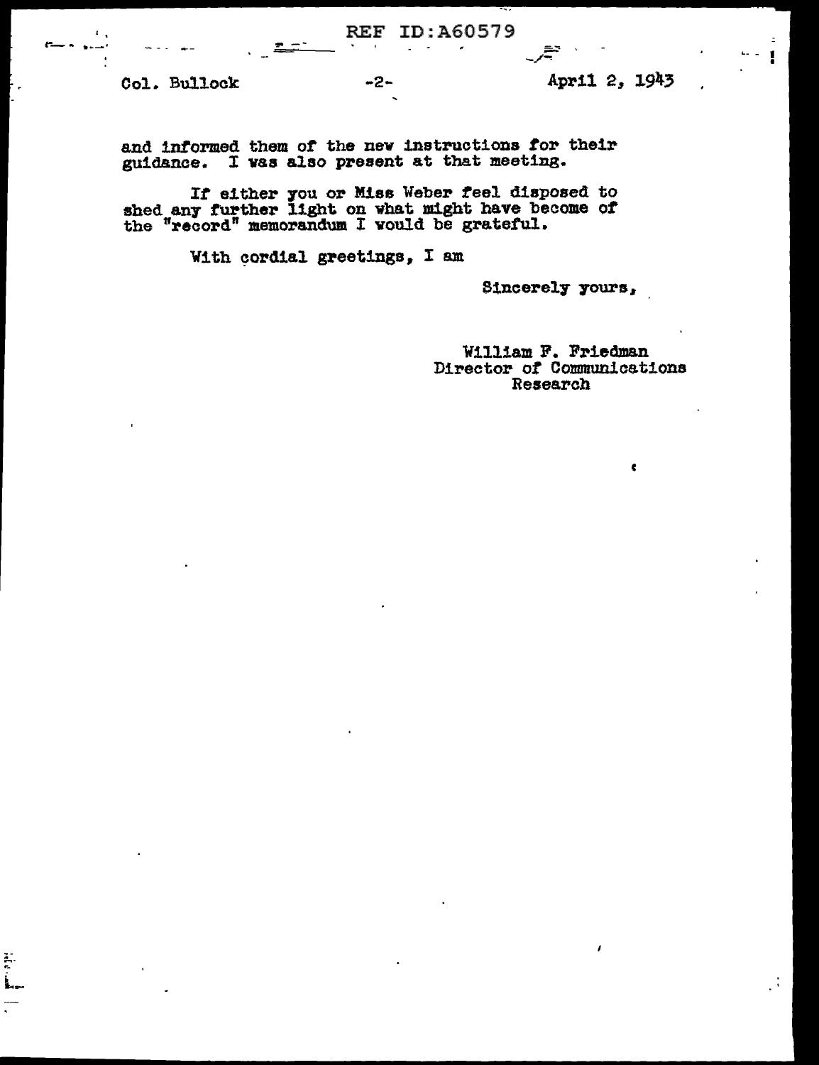Col. Bullock -2- April 2, 1943

and informed them of the new instructions for their guidance. I was also present at that meeting.

If either you or Miss Weber feel disposed to shed any further light on what might have become of the "record" memorandum I would be grateful.

With cordial greetings, I am

Sincerely yours,

William F. Friedman
Director of Communications
Research